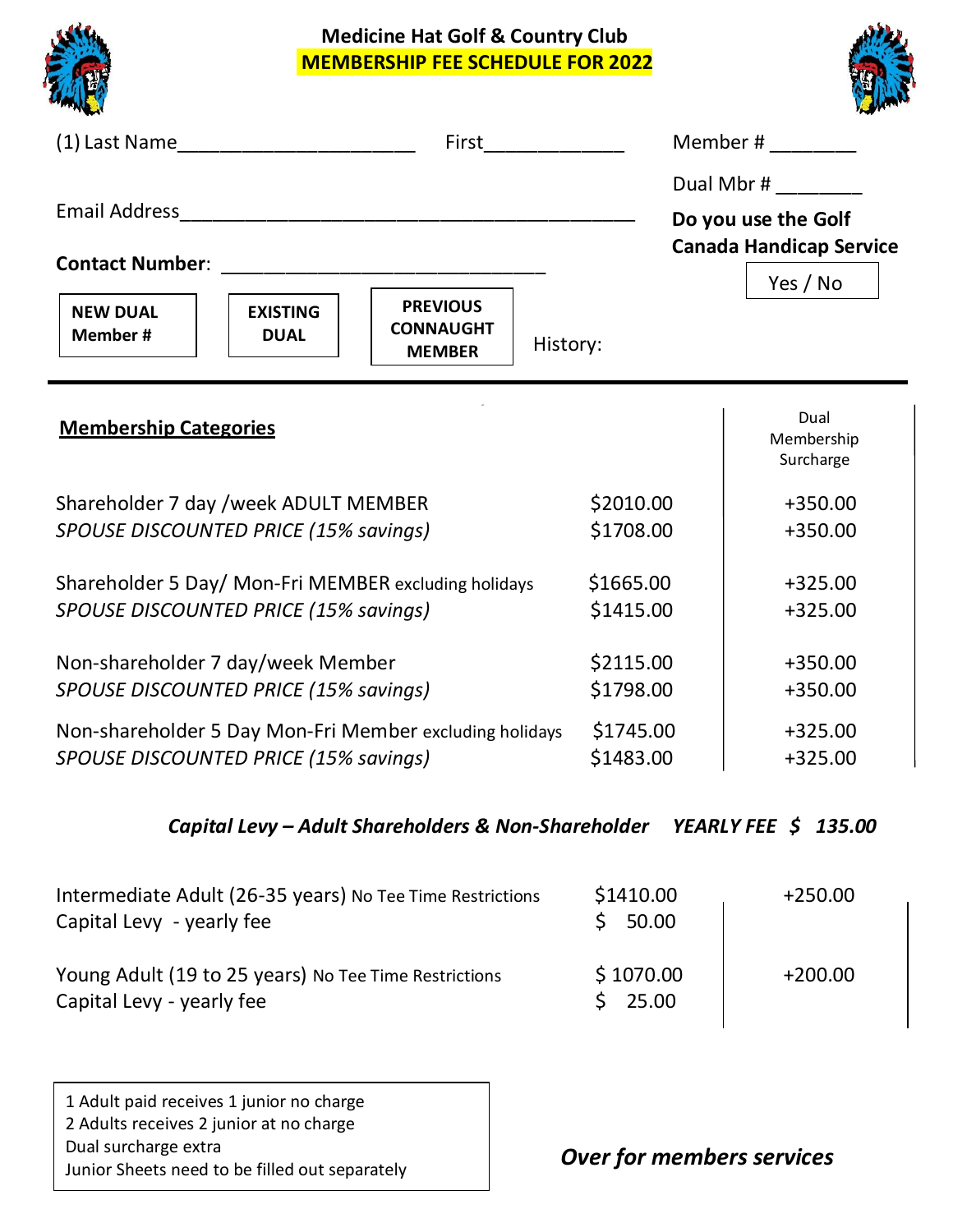# Medicine Hat Golf & Country Club

## MEMBERSHIP FEE SCHEDULE FOR 2022

(1) Last Name____________________ First____________ Member # _______

Dual Mbr # _______

Email Address________________________________________

**Do you use the Golf Canada Handicap Service**

Yes / No

**Contact Number**: ____________________________

| **NEW DUAL Member #** | **EXISTING DUAL** | **PREVIOUS CONNAUGHT MEMBER** | History: |
|---|---|---|---|

---

| **Membership Categories** | | Dual Membership Surcharge |
|---|---|---|
| Shareholder 7 day /week ADULT MEMBER | $2010.00 | +350.00 |
| *SPOUSE DISCOUNTED PRICE (15% savings)* | $1708.00 | +350.00 |
| Shareholder 5 Day/ Mon-Fri MEMBER excluding holidays | $1665.00 | +325.00 |
| *SPOUSE DISCOUNTED PRICE (15% savings)* | $1415.00 | +325.00 |
| Non-shareholder 7 day/week Member | $2115.00 | +350.00 |
| *SPOUSE DISCOUNTED PRICE (15% savings)* | $1798.00 | +350.00 |
| Non-shareholder 5 Day Mon-Fri Member excluding holidays | $1745.00 | +325.00 |
| *SPOUSE DISCOUNTED PRICE (15% savings)* | $1483.00 | +325.00 |

***Capital Levy – Adult Shareholders & Non-Shareholder YEARLY FEE $ 135.00***

| | | |
|---|---|---|
| Intermediate Adult (26-35 years) No Tee Time Restrictions | $1410.00 | +250.00 |
| Capital Levy - yearly fee | $ 50.00 | |
| Young Adult (19 to 25 years) No Tee Time Restrictions | $ 1070.00 | +200.00 |
| Capital Levy - yearly fee | $ 25.00 | |

1 Adult paid receives 1 junior no charge
2 Adults receives 2 junior at no charge
Dual surcharge extra
Junior Sheets need to be filled out separately

***Over for members services***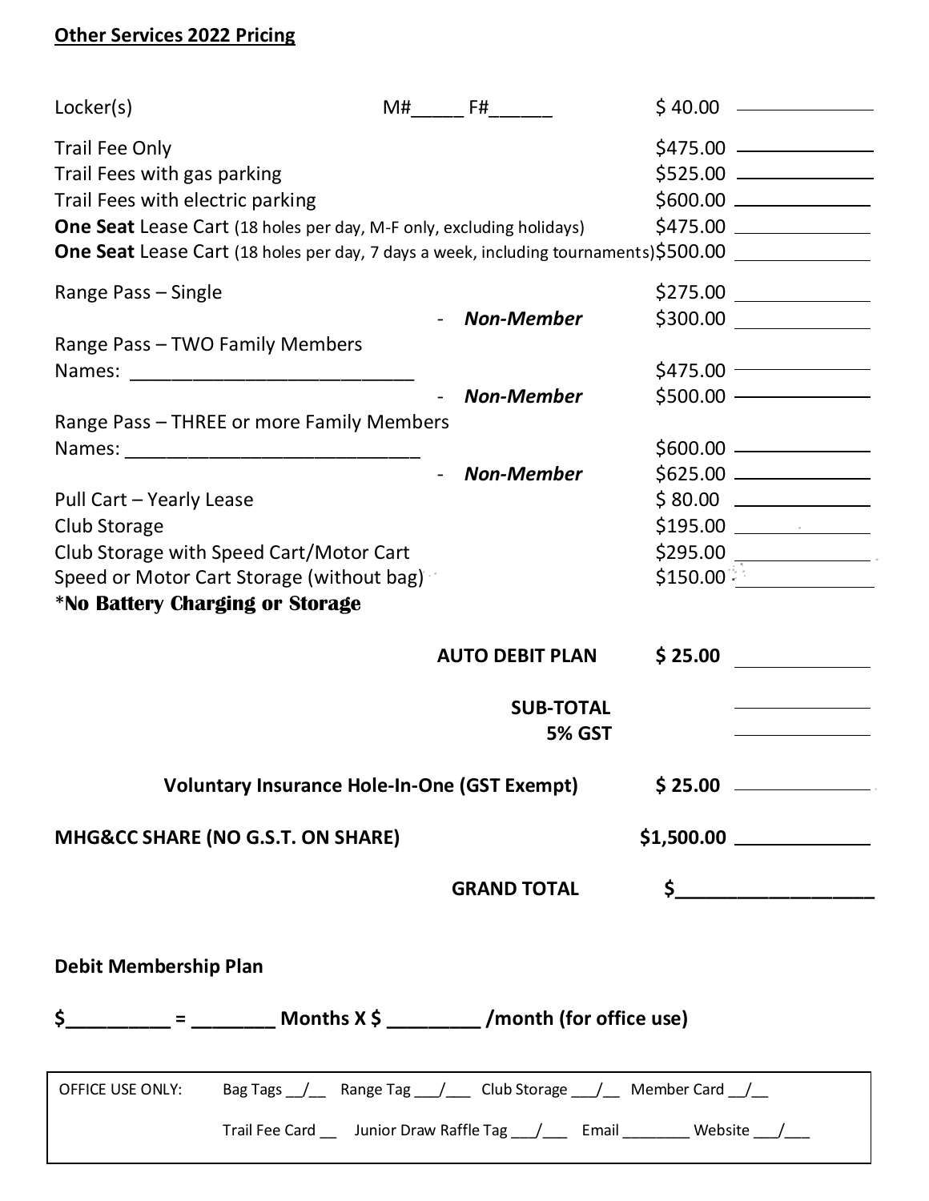**Other Services 2022 Pricing**

| | | | |
|---|---|---|---|
| Locker(s) | M#_____ F#______ | $ 40.00 | ________ |
| Trail Fee Only | | $475.00 | ________ |
| Trail Fees with gas parking | | $525.00 | ________ |
| Trail Fees with electric parking | | $600.00 | ________ |
| **One Seat** Lease Cart (18 holes per day, M-F only, excluding holidays) | | $475.00 | ________ |
| **One Seat** Lease Cart (18 holes per day, 7 days a week, including tournaments) | | $500.00 | ________ |
| Range Pass – Single | | $275.00 | ________ |
| | - ***Non-Member*** | $300.00 | ________ |
| Range Pass – TWO Family Members<br>Names: ___________________________ | | $475.00 | ________ |
| | - ***Non-Member*** | $500.00 | ________ |
| Range Pass – THREE or more Family Members<br>Names: ___________________________ | | $600.00 | ________ |
| | - ***Non-Member*** | $625.00 | ________ |
| Pull Cart – Yearly Lease | | $ 80.00 | ________ |
| Club Storage | | $195.00 | ________ |
| Club Storage with Speed Cart/Motor Cart | | $295.00 | ________ |
| Speed or Motor Cart Storage (without bag) | | $150.00 | ________ |
| *__No Battery Charging or Storage__ | | | |

| | | |
|---|---|---|
| **AUTO DEBIT PLAN** | **$ 25.00** | ________ |
| **SUB-TOTAL** | | ________ |
| **5% GST** | | ________ |
| **Voluntary Insurance Hole-In-One (GST Exempt)** | **$ 25.00** | ________ |
| **MHG&CC SHARE (NO G.S.T. ON SHARE)** | **$1,500.00** | ________ |
| **GRAND TOTAL** | | **$__________________** |

**Debit Membership Plan**

**$__________ = ________ Months X $ _________ /month (for office use)**

| | |
|---|---|
| OFFICE USE ONLY: | Bag Tags __/__ Range Tag ___/___ Club Storage ___/__ Member Card __/__ |
| | Trail Fee Card __ Junior Draw Raffle Tag ___/___ Email ________ Website ___/___ |